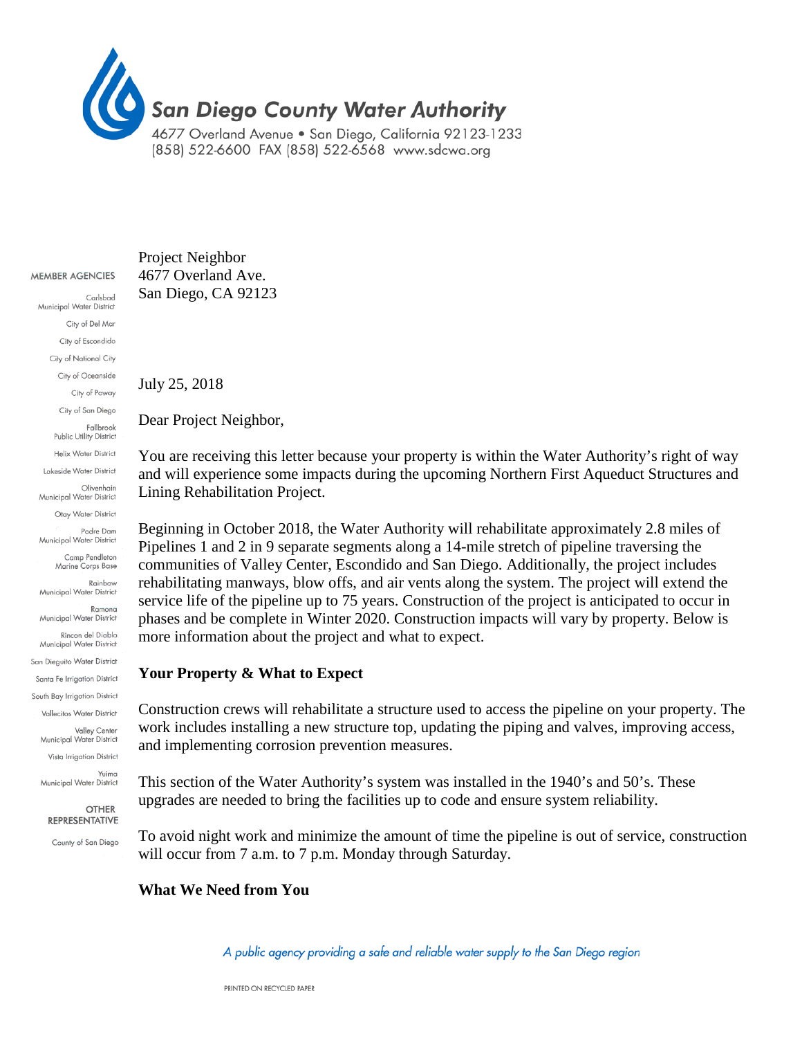# San Diego County Water Authority

4677 Overland Avenue • San Diego, California 92123-1233
(858) 522-6600 FAX (858) 522-6568 www.sdcwa.org

**MEMBER AGENCIES**

Carlsbad Municipal Water District
City of Del Mar
City of Escondido
City of National City
City of Oceanside
City of Poway
City of San Diego
Fallbrook Public Utility District
Helix Water District
Lakeside Water District
Olivenhain Municipal Water District
Otay Water District
Padre Dam Municipal Water District
Camp Pendleton Marine Corps Base
Rainbow Municipal Water District
Ramona Municipal Water District
Rincon del Diablo Municipal Water District
San Dieguito Water District
Santa Fe Irrigation District
South Bay Irrigation District
Vallecitos Water District
Valley Center Municipal Water District
Vista Irrigation District
Yuima Municipal Water District

**OTHER REPRESENTATIVE**

County of San Diego

Project Neighbor
4677 Overland Ave.
San Diego, CA 92123

July 25, 2018

Dear Project Neighbor,

You are receiving this letter because your property is within the Water Authority's right of way and will experience some impacts during the upcoming Northern First Aqueduct Structures and Lining Rehabilitation Project.

Beginning in October 2018, the Water Authority will rehabilitate approximately 2.8 miles of Pipelines 1 and 2 in 9 separate segments along a 14-mile stretch of pipeline traversing the communities of Valley Center, Escondido and San Diego. Additionally, the project includes rehabilitating manways, blow offs, and air vents along the system. The project will extend the service life of the pipeline up to 75 years. Construction of the project is anticipated to occur in phases and be complete in Winter 2020. Construction impacts will vary by property. Below is more information about the project and what to expect.

## Your Property & What to Expect

Construction crews will rehabilitate a structure used to access the pipeline on your property. The work includes installing a new structure top, updating the piping and valves, improving access, and implementing corrosion prevention measures.

This section of the Water Authority's system was installed in the 1940's and 50's. These upgrades are needed to bring the facilities up to code and ensure system reliability.

To avoid night work and minimize the amount of time the pipeline is out of service, construction will occur from 7 a.m. to 7 p.m. Monday through Saturday.

## What We Need from You

*A public agency providing a safe and reliable water supply to the San Diego region*

PRINTED ON RECYCLED PAPER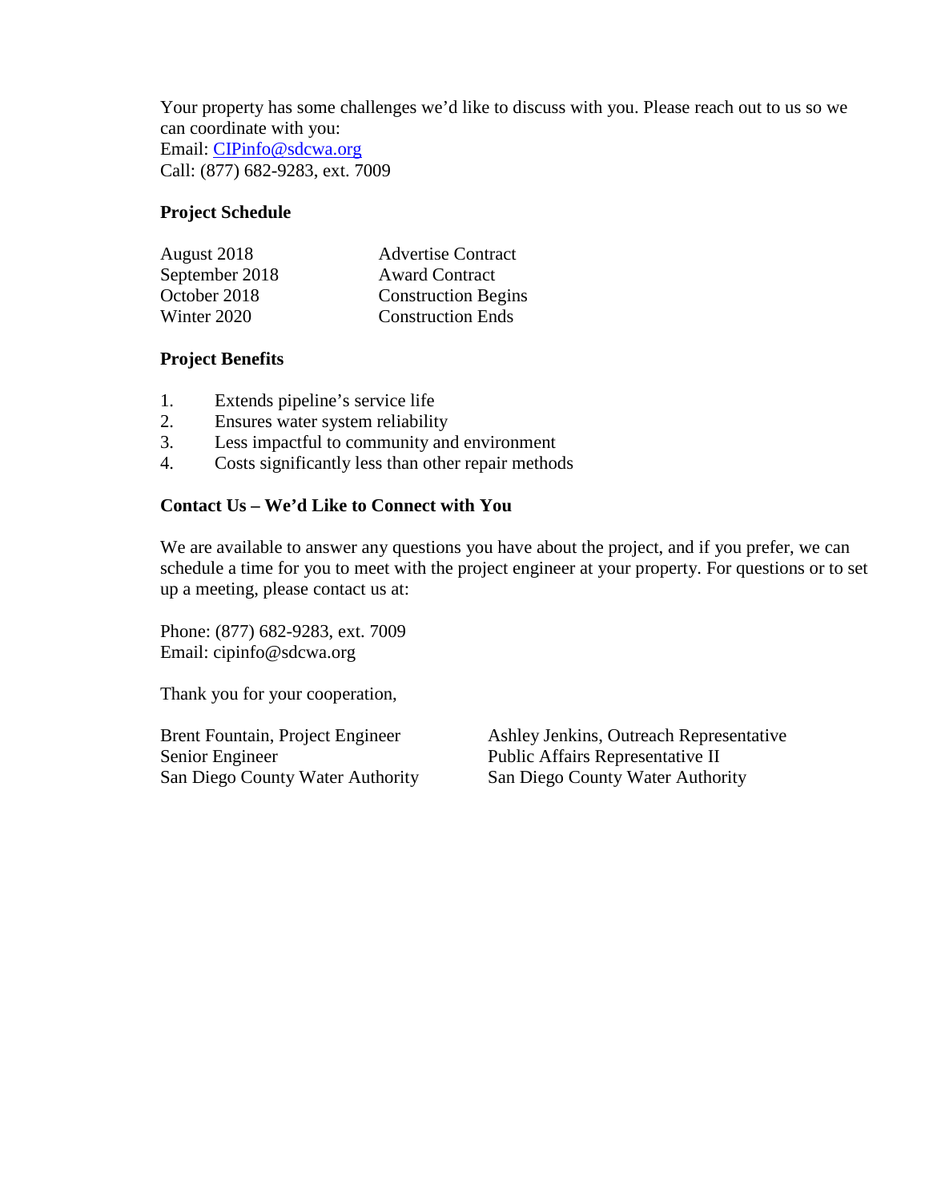Your property has some challenges we'd like to discuss with you. Please reach out to us so we can coordinate with you:
Email: CIPinfo@sdcwa.org
Call: (877) 682-9283, ext. 7009

**Project Schedule**

| | |
|---|---|
| August 2018 | Advertise Contract |
| September 2018 | Award Contract |
| October 2018 | Construction Begins |
| Winter 2020 | Construction Ends |

**Project Benefits**

1. Extends pipeline's service life
2. Ensures water system reliability
3. Less impactful to community and environment
4. Costs significantly less than other repair methods

**Contact Us – We'd Like to Connect with You**

We are available to answer any questions you have about the project, and if you prefer, we can schedule a time for you to meet with the project engineer at your property. For questions or to set up a meeting, please contact us at:

Phone: (877) 682-9283, ext. 7009
Email: cipinfo@sdcwa.org

Thank you for your cooperation,

Brent Fountain, Project Engineer
Senior Engineer
San Diego County Water Authority

Ashley Jenkins, Outreach Representative
Public Affairs Representative II
San Diego County Water Authority